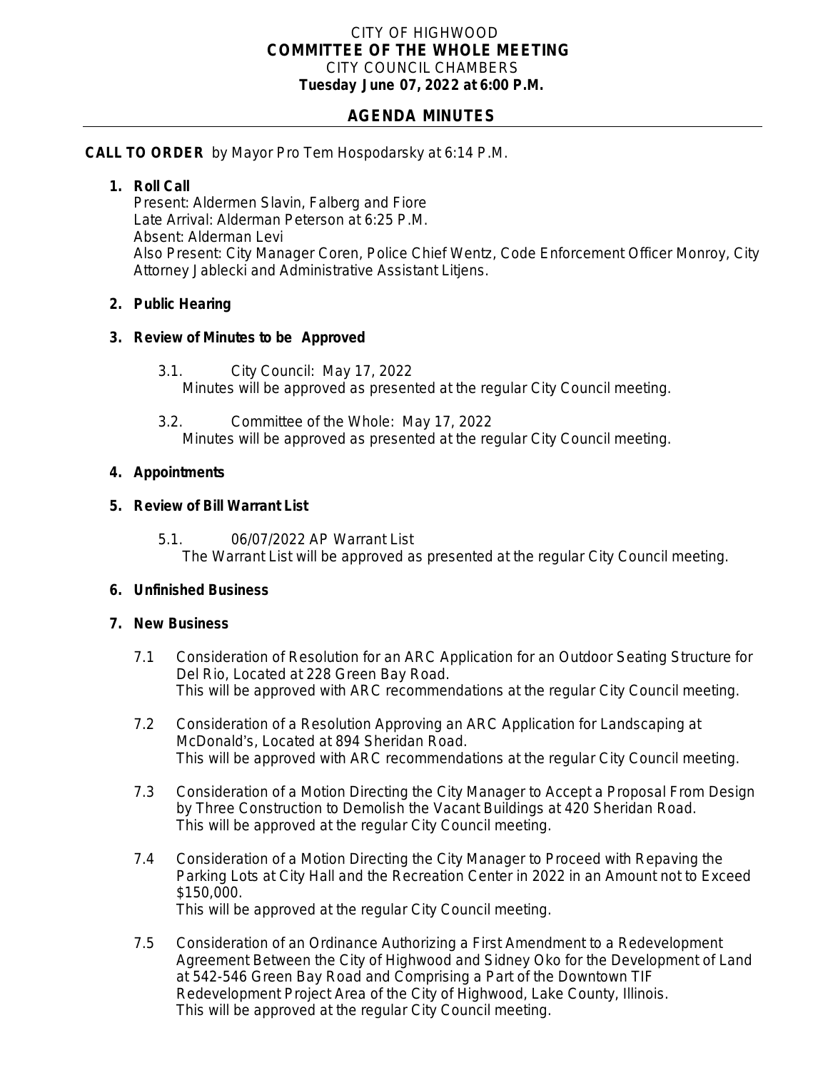CITY OF HIGHWOOD
**COMMITTEE OF THE WHOLE MEETING**
CITY COUNCIL CHAMBERS
**Tuesday June 07, 2022 at 6:00 P.M.**

## AGENDA MINUTES

**CALL TO ORDER** by Mayor Pro Tem Hospodarsky at 6:14 P.M.

**1. Roll Call**
Present: Aldermen Slavin, Falberg and Fiore
Late Arrival: Alderman Peterson at 6:25 P.M.
Absent: Alderman Levi
Also Present: City Manager Coren, Police Chief Wentz, Code Enforcement Officer Monroy, City Attorney Jablecki and Administrative Assistant Litjens.

**2. Public Hearing**

**3. Review of Minutes to be Approved**

3.1. City Council: May 17, 2022
Minutes will be approved as presented at the regular City Council meeting.

3.2. Committee of the Whole: May 17, 2022
Minutes will be approved as presented at the regular City Council meeting.

**4. Appointments**

**5. Review of Bill Warrant List**

5.1. 06/07/2022 AP Warrant List
The Warrant List will be approved as presented at the regular City Council meeting.

**6. Unfinished Business**

**7. New Business**

7.1 Consideration of Resolution for an ARC Application for an Outdoor Seating Structure for Del Rio, Located at 228 Green Bay Road.
This will be approved with ARC recommendations at the regular City Council meeting.

7.2 Consideration of a Resolution Approving an ARC Application for Landscaping at McDonald's, Located at 894 Sheridan Road.
This will be approved with ARC recommendations at the regular City Council meeting.

7.3 Consideration of a Motion Directing the City Manager to Accept a Proposal From Design by Three Construction to Demolish the Vacant Buildings at 420 Sheridan Road.
This will be approved at the regular City Council meeting.

7.4 Consideration of a Motion Directing the City Manager to Proceed with Repaving the Parking Lots at City Hall and the Recreation Center in 2022 in an Amount not to Exceed $150,000.
This will be approved at the regular City Council meeting.

7.5 Consideration of an Ordinance Authorizing a First Amendment to a Redevelopment Agreement Between the City of Highwood and Sidney Oko for the Development of Land at 542-546 Green Bay Road and Comprising a Part of the Downtown TIF Redevelopment Project Area of the City of Highwood, Lake County, Illinois.
This will be approved at the regular City Council meeting.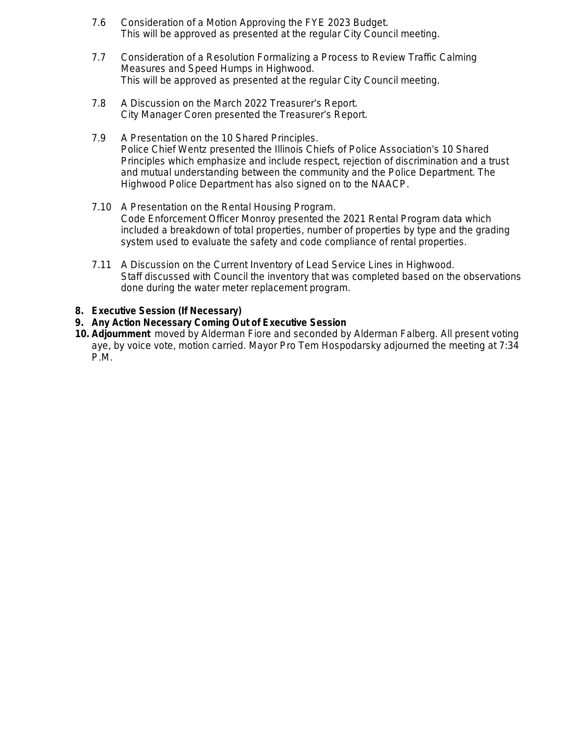7.6 Consideration of a Motion Approving the FYE 2023 Budget.
This will be approved as presented at the regular City Council meeting.

7.7 Consideration of a Resolution Formalizing a Process to Review Traffic Calming Measures and Speed Humps in Highwood.
This will be approved as presented at the regular City Council meeting.

7.8 A Discussion on the March 2022 Treasurer's Report.
City Manager Coren presented the Treasurer's Report.

7.9 A Presentation on the 10 Shared Principles.
Police Chief Wentz presented the Illinois Chiefs of Police Association's 10 Shared Principles which emphasize and include respect, rejection of discrimination and a trust and mutual understanding between the community and the Police Department. The Highwood Police Department has also signed on to the NAACP.

7.10 A Presentation on the Rental Housing Program.
Code Enforcement Officer Monroy presented the 2021 Rental Program data which included a breakdown of total properties, number of properties by type and the grading system used to evaluate the safety and code compliance of rental properties.

7.11 A Discussion on the Current Inventory of Lead Service Lines in Highwood.
Staff discussed with Council the inventory that was completed based on the observations done during the water meter replacement program.

8. **Executive Session (If Necessary)**
9. **Any Action Necessary Coming Out of Executive Session**
10. **Adjournment** moved by Alderman Fiore and seconded by Alderman Falberg. All present voting aye, by voice vote, motion carried. Mayor Pro Tem Hospodarsky adjourned the meeting at 7:34 P.M.